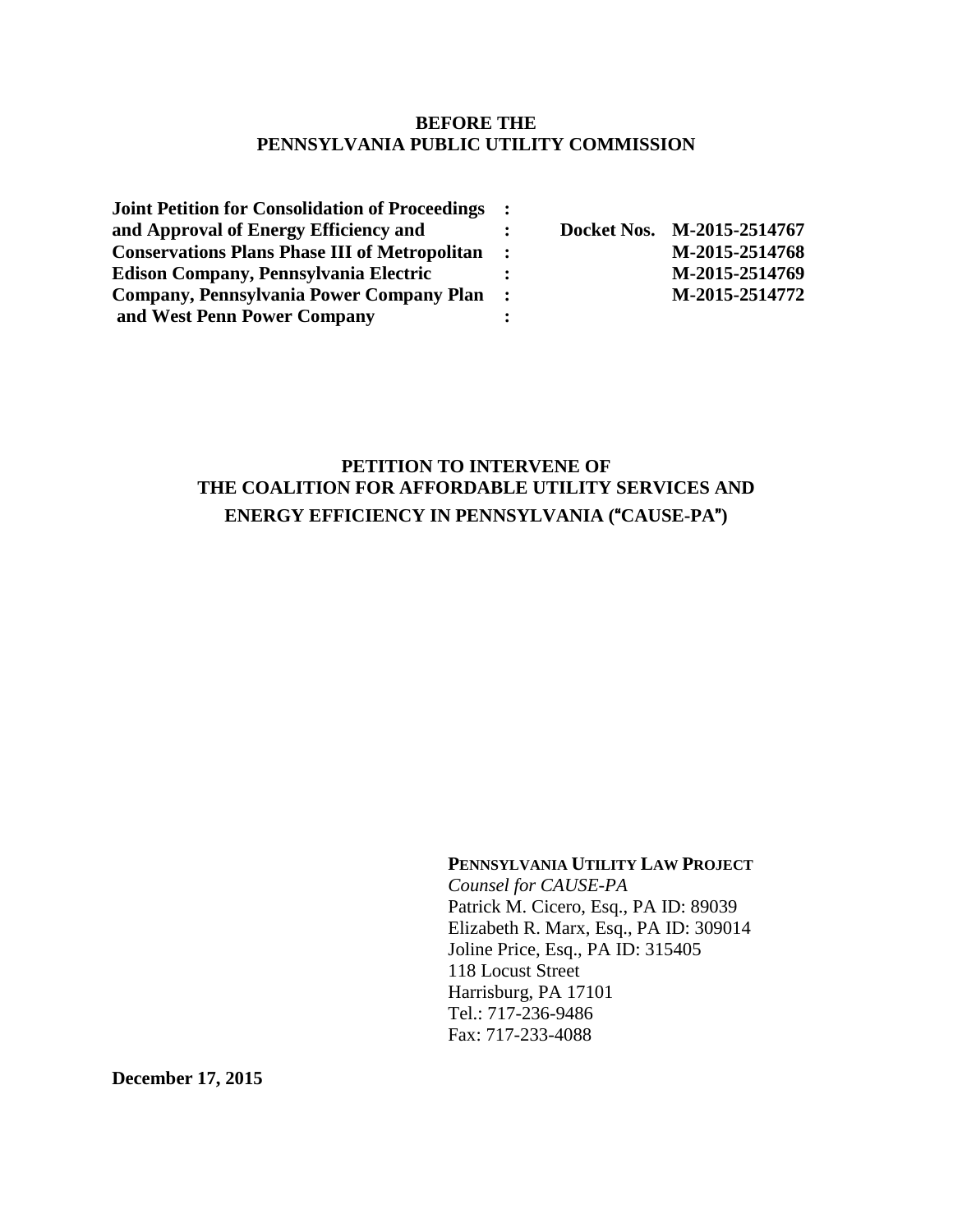**BEFORE THE**
**PENNSYLVANIA PUBLIC UTILITY COMMISSION**

| | | |
|---|---|---|
| **Joint Petition for Consolidation of Proceedings** | **:** | |
| **and Approval of Energy Efficiency and** | **:** | **Docket Nos. M-2015-2514767** |
| **Conservations Plans Phase III of Metropolitan** | **:** | **M-2015-2514768** |
| **Edison Company, Pennsylvania Electric** | **:** | **M-2015-2514769** |
| **Company, Pennsylvania Power Company Plan** | **:** | **M-2015-2514772** |
| **and West Penn Power Company** | **:** | |

# PETITION TO INTERVENE OF THE COALITION FOR AFFORDABLE UTILITY SERVICES AND ENERGY EFFICIENCY IN PENNSYLVANIA ("CAUSE-PA")

**PENNSYLVANIA UTILITY LAW PROJECT**
*Counsel for CAUSE-PA*
Patrick M. Cicero, Esq., PA ID: 89039
Elizabeth R. Marx, Esq., PA ID: 309014
Joline Price, Esq., PA ID: 315405
118 Locust Street
Harrisburg, PA 17101
Tel.: 717-236-9486
Fax: 717-233-4088

**December 17, 2015**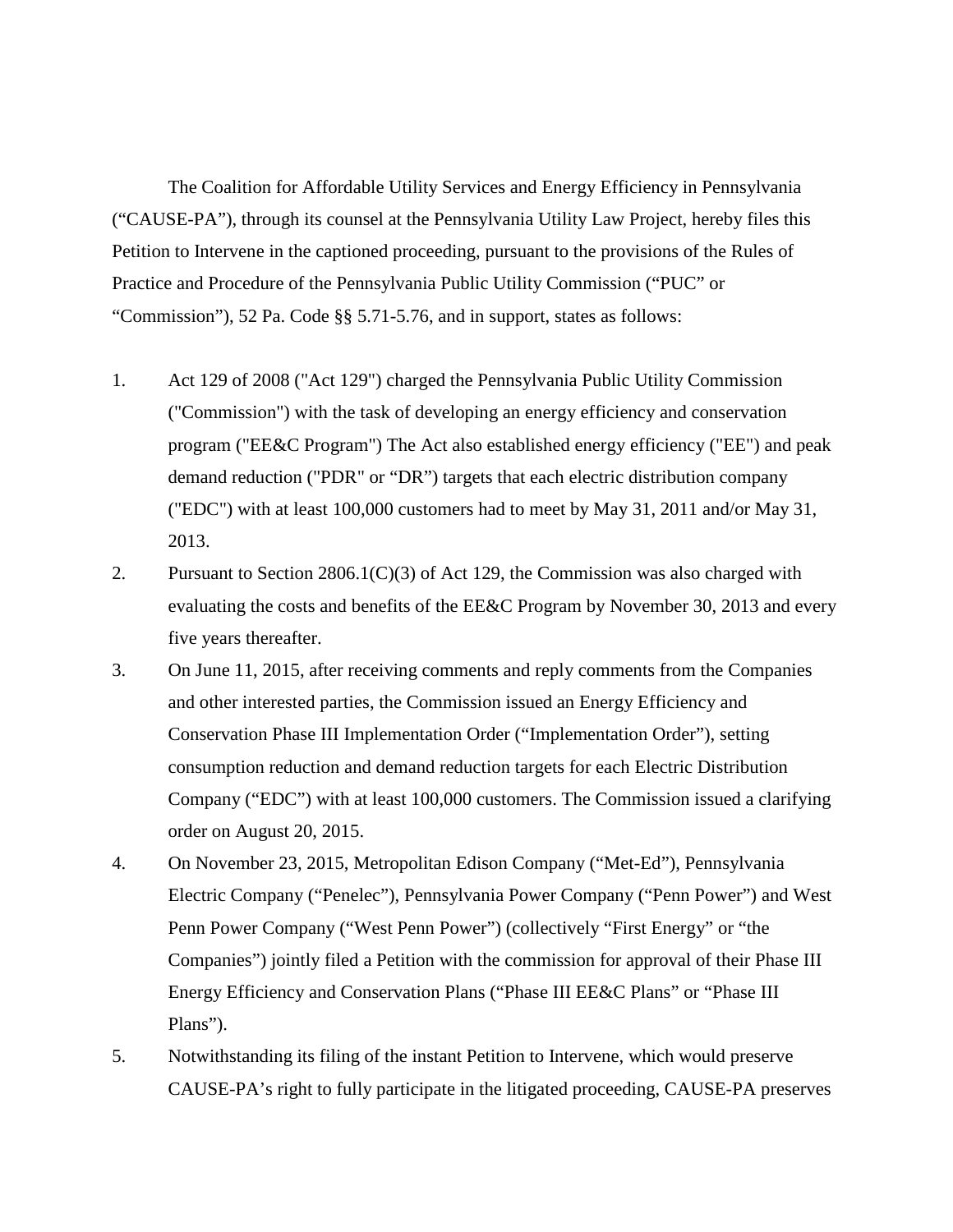The Coalition for Affordable Utility Services and Energy Efficiency in Pennsylvania ("CAUSE-PA"), through its counsel at the Pennsylvania Utility Law Project, hereby files this Petition to Intervene in the captioned proceeding, pursuant to the provisions of the Rules of Practice and Procedure of the Pennsylvania Public Utility Commission ("PUC" or "Commission"), 52 Pa. Code §§ 5.71-5.76, and in support, states as follows:

1. Act 129 of 2008 ("Act 129") charged the Pennsylvania Public Utility Commission ("Commission") with the task of developing an energy efficiency and conservation program ("EE&C Program") The Act also established energy efficiency ("EE") and peak demand reduction ("PDR" or "DR") targets that each electric distribution company ("EDC") with at least 100,000 customers had to meet by May 31, 2011 and/or May 31, 2013.
2. Pursuant to Section 2806.1(C)(3) of Act 129, the Commission was also charged with evaluating the costs and benefits of the EE&C Program by November 30, 2013 and every five years thereafter.
3. On June 11, 2015, after receiving comments and reply comments from the Companies and other interested parties, the Commission issued an Energy Efficiency and Conservation Phase III Implementation Order ("Implementation Order"), setting consumption reduction and demand reduction targets for each Electric Distribution Company ("EDC") with at least 100,000 customers. The Commission issued a clarifying order on August 20, 2015.
4. On November 23, 2015, Metropolitan Edison Company ("Met-Ed"), Pennsylvania Electric Company ("Penelec"), Pennsylvania Power Company ("Penn Power") and West Penn Power Company ("West Penn Power") (collectively "First Energy" or "the Companies") jointly filed a Petition with the commission for approval of their Phase III Energy Efficiency and Conservation Plans ("Phase III EE&C Plans" or "Phase III Plans").
5. Notwithstanding its filing of the instant Petition to Intervene, which would preserve CAUSE-PA's right to fully participate in the litigated proceeding, CAUSE-PA preserves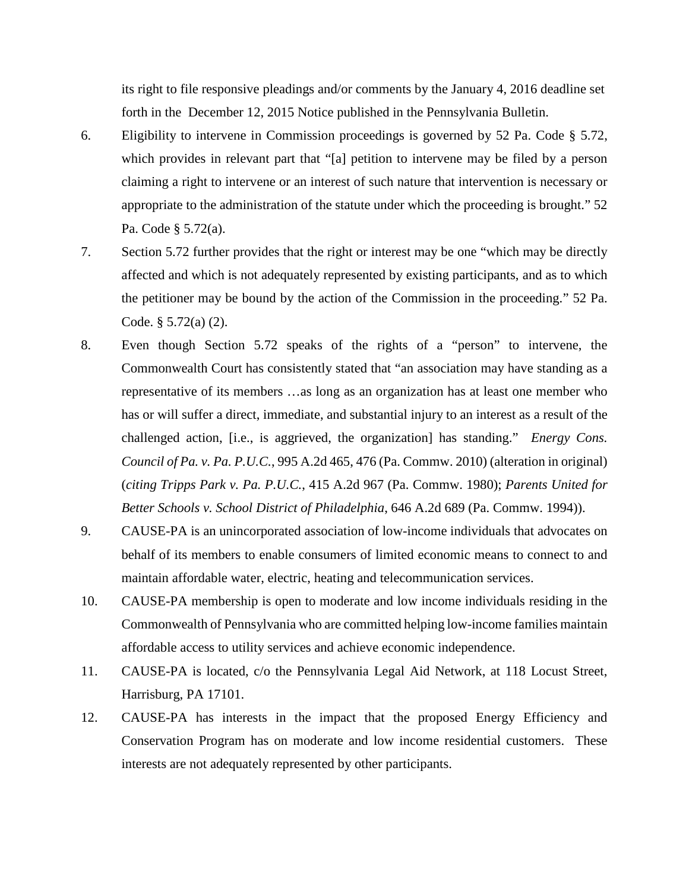its right to file responsive pleadings and/or comments by the January 4, 2016 deadline set forth in the December 12, 2015 Notice published in the Pennsylvania Bulletin.

6. Eligibility to intervene in Commission proceedings is governed by 52 Pa. Code § 5.72, which provides in relevant part that "[a] petition to intervene may be filed by a person claiming a right to intervene or an interest of such nature that intervention is necessary or appropriate to the administration of the statute under which the proceeding is brought." 52 Pa. Code § 5.72(a).

7. Section 5.72 further provides that the right or interest may be one "which may be directly affected and which is not adequately represented by existing participants, and as to which the petitioner may be bound by the action of the Commission in the proceeding." 52 Pa. Code. § 5.72(a) (2).

8. Even though Section 5.72 speaks of the rights of a "person" to intervene, the Commonwealth Court has consistently stated that "an association may have standing as a representative of its members …as long as an organization has at least one member who has or will suffer a direct, immediate, and substantial injury to an interest as a result of the challenged action, [i.e., is aggrieved, the organization] has standing." *Energy Cons. Council of Pa. v. Pa. P.U.C.*, 995 A.2d 465, 476 (Pa. Commw. 2010) (alteration in original) (*citing Tripps Park v. Pa. P.U.C.*, 415 A.2d 967 (Pa. Commw. 1980); *Parents United for Better Schools v. School District of Philadelphia*, 646 A.2d 689 (Pa. Commw. 1994)).

9. CAUSE-PA is an unincorporated association of low-income individuals that advocates on behalf of its members to enable consumers of limited economic means to connect to and maintain affordable water, electric, heating and telecommunication services.

10. CAUSE-PA membership is open to moderate and low income individuals residing in the Commonwealth of Pennsylvania who are committed helping low-income families maintain affordable access to utility services and achieve economic independence.

11. CAUSE-PA is located, c/o the Pennsylvania Legal Aid Network, at 118 Locust Street, Harrisburg, PA 17101.

12. CAUSE-PA has interests in the impact that the proposed Energy Efficiency and Conservation Program has on moderate and low income residential customers. These interests are not adequately represented by other participants.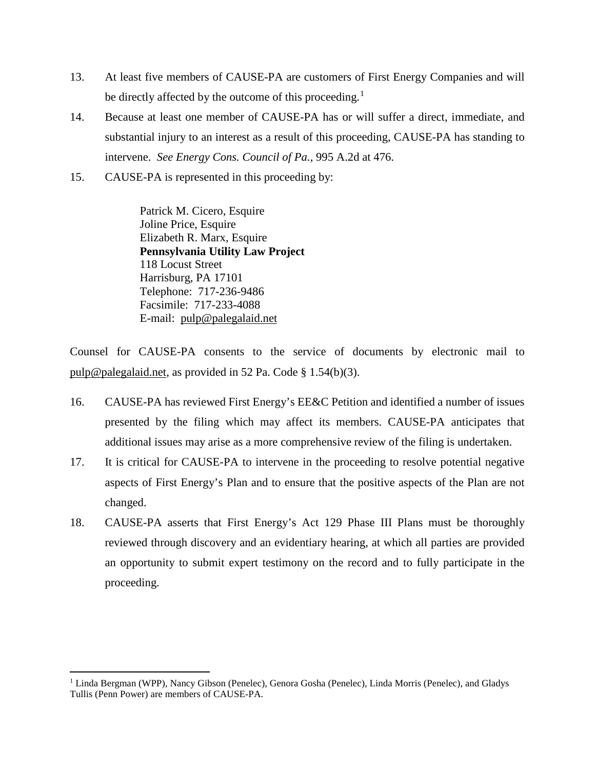13. At least five members of CAUSE-PA are customers of First Energy Companies and will be directly affected by the outcome of this proceeding.[1]

14. Because at least one member of CAUSE-PA has or will suffer a direct, immediate, and substantial injury to an interest as a result of this proceeding, CAUSE-PA has standing to intervene. *See Energy Cons. Council of Pa.,* 995 A.2d at 476.

15. CAUSE-PA is represented in this proceeding by:

> Patrick M. Cicero, Esquire
> Joline Price, Esquire
> Elizabeth R. Marx, Esquire
> **Pennsylvania Utility Law Project**
> 118 Locust Street
> Harrisburg, PA 17101
> Telephone: 717-236-9486
> Facsimile: 717-233-4088
> E-mail: pulp@palegalaid.net

Counsel for CAUSE-PA consents to the service of documents by electronic mail to pulp@palegalaid.net, as provided in 52 Pa. Code § 1.54(b)(3).

16. CAUSE-PA has reviewed First Energy's EE&C Petition and identified a number of issues presented by the filing which may affect its members. CAUSE-PA anticipates that additional issues may arise as a more comprehensive review of the filing is undertaken.

17. It is critical for CAUSE-PA to intervene in the proceeding to resolve potential negative aspects of First Energy's Plan and to ensure that the positive aspects of the Plan are not changed.

18. CAUSE-PA asserts that First Energy's Act 129 Phase III Plans must be thoroughly reviewed through discovery and an evidentiary hearing, at which all parties are provided an opportunity to submit expert testimony on the record and to fully participate in the proceeding.

---

[1] Linda Bergman (WPP), Nancy Gibson (Penelec), Genora Gosha (Penelec), Linda Morris (Penelec), and Gladys Tullis (Penn Power) are members of CAUSE-PA.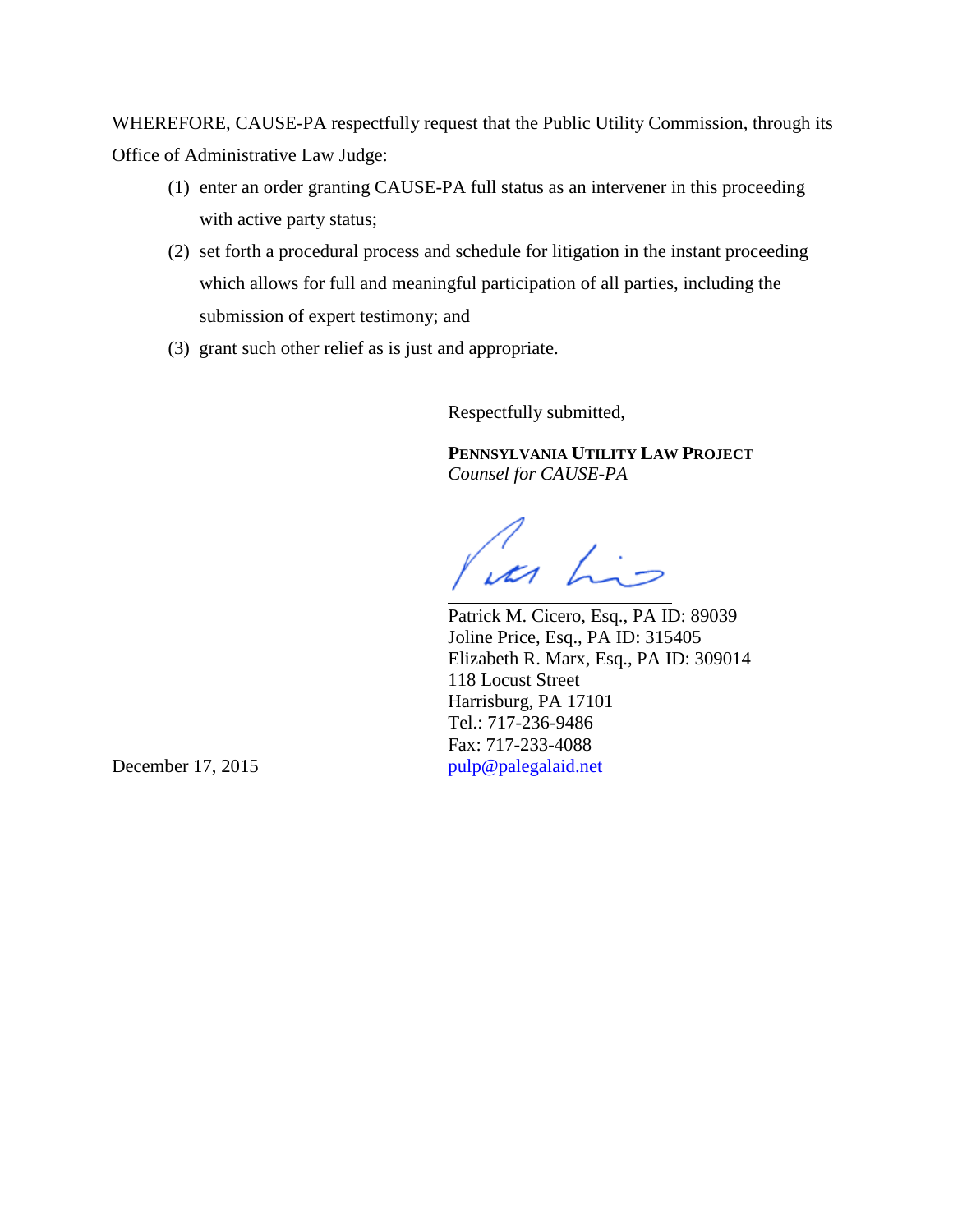WHEREFORE, CAUSE-PA respectfully request that the Public Utility Commission, through its Office of Administrative Law Judge:

(1) enter an order granting CAUSE-PA full status as an intervener in this proceeding with active party status;

(2) set forth a procedural process and schedule for litigation in the instant proceeding which allows for full and meaningful participation of all parties, including the submission of expert testimony; and

(3) grant such other relief as is just and appropriate.

Respectfully submitted,

**PENNSYLVANIA UTILITY LAW PROJECT**
*Counsel for CAUSE-PA*

_________________________
Patrick M. Cicero, Esq., PA ID: 89039
Joline Price, Esq., PA ID: 315405
Elizabeth R. Marx, Esq., PA ID: 309014
118 Locust Street
Harrisburg, PA 17101
Tel.: 717-236-9486
Fax: 717-233-4088
pulp@palegalaid.net

December 17, 2015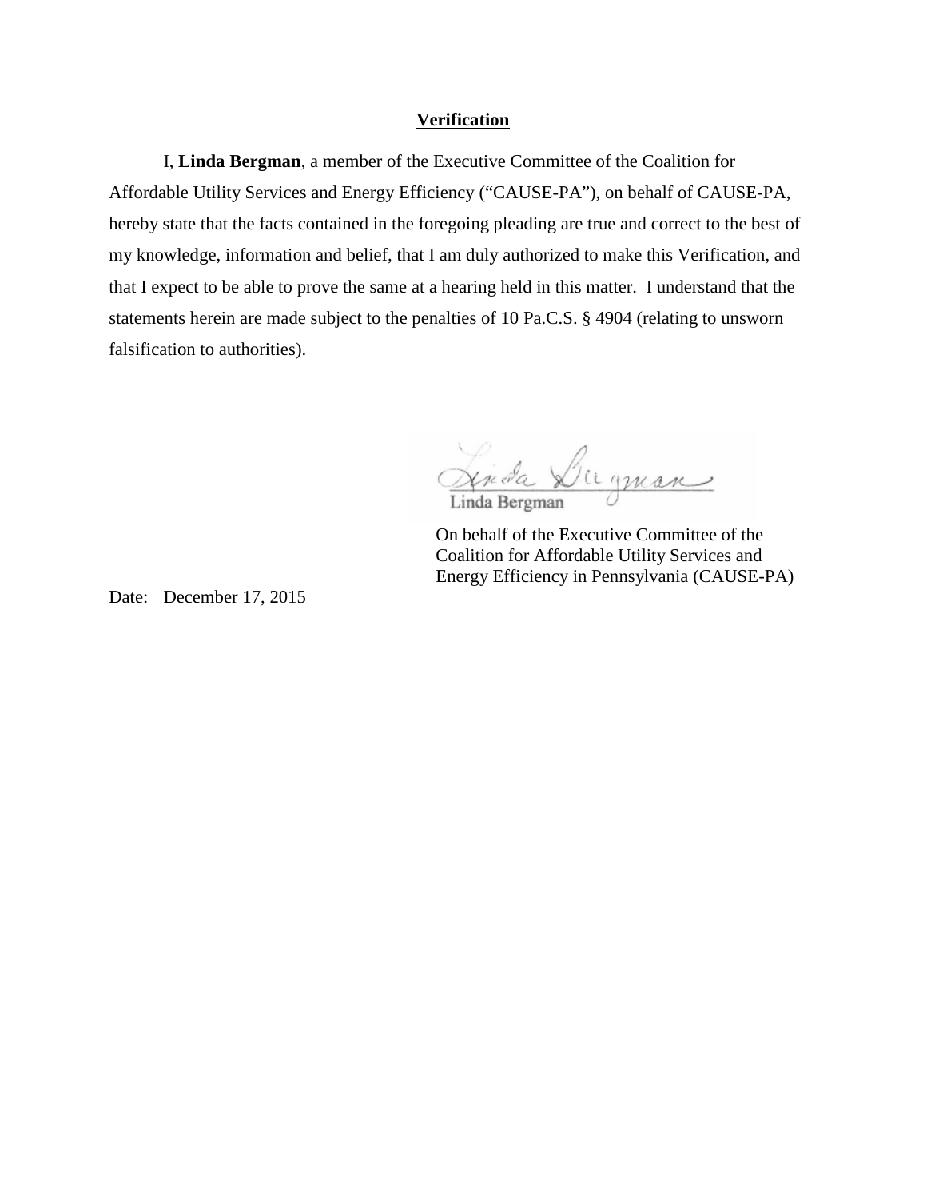**Verification**

I, **Linda Bergman**, a member of the Executive Committee of the Coalition for Affordable Utility Services and Energy Efficiency ("CAUSE-PA"), on behalf of CAUSE-PA, hereby state that the facts contained in the foregoing pleading are true and correct to the best of my knowledge, information and belief, that I am duly authorized to make this Verification, and that I expect to be able to prove the same at a hearing held in this matter. I understand that the statements herein are made subject to the penalties of 10 Pa.C.S. § 4904 (relating to unsworn falsification to authorities).

Linda Bergman

On behalf of the Executive Committee of the Coalition for Affordable Utility Services and Energy Efficiency in Pennsylvania (CAUSE-PA)

Date: December 17, 2015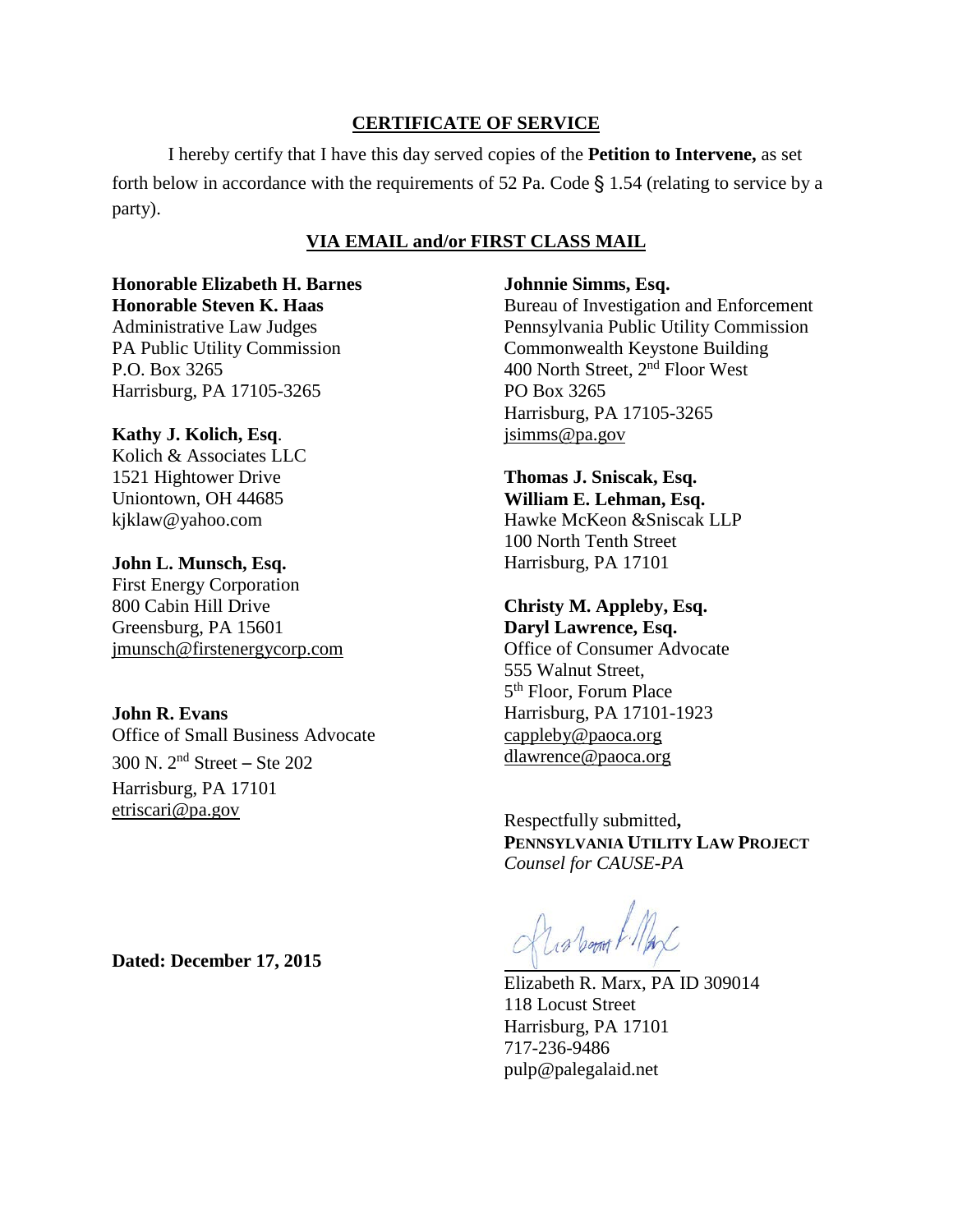## CERTIFICATE OF SERVICE

I hereby certify that I have this day served copies of the **Petition to Intervene,** as set forth below in accordance with the requirements of 52 Pa. Code § 1.54 (relating to service by a party).

### VIA EMAIL and/or FIRST CLASS MAIL

**Honorable Elizabeth H. Barnes**
**Honorable Steven K. Haas**
Administrative Law Judges
PA Public Utility Commission
P.O. Box 3265
Harrisburg, PA 17105-3265

**Kathy J. Kolich, Esq**.
Kolich & Associates LLC
1521 Hightower Drive
Uniontown, OH 44685
kjklaw@yahoo.com

**John L. Munsch, Esq.**
First Energy Corporation
800 Cabin Hill Drive
Greensburg, PA 15601
jmunsch@firstenergycorp.com

**John R. Evans**
Office of Small Business Advocate
300 N. 2nd Street – Ste 202
Harrisburg, PA 17101
etriscari@pa.gov

**Johnnie Simms, Esq.**
Bureau of Investigation and Enforcement
Pennsylvania Public Utility Commission
Commonwealth Keystone Building
400 North Street, 2nd Floor West
PO Box 3265
Harrisburg, PA 17105-3265
jsimms@pa.gov

**Thomas J. Sniscak, Esq.**
**William E. Lehman, Esq.**
Hawke McKeon &Sniscak LLP
100 North Tenth Street
Harrisburg, PA 17101

**Christy M. Appleby, Esq.**
**Daryl Lawrence, Esq.**
Office of Consumer Advocate
555 Walnut Street,
5th Floor, Forum Place
Harrisburg, PA 17101-1923
cappleby@paoca.org
dlawrence@paoca.org

Respectfully submitted**,**
**PENNSYLVANIA UTILITY LAW PROJECT**
*Counsel for CAUSE-PA*

Elizabeth R. Marx, PA ID 309014
118 Locust Street
Harrisburg, PA 17101
717-236-9486
pulp@palegalaid.net

**Dated: December 17, 2015**